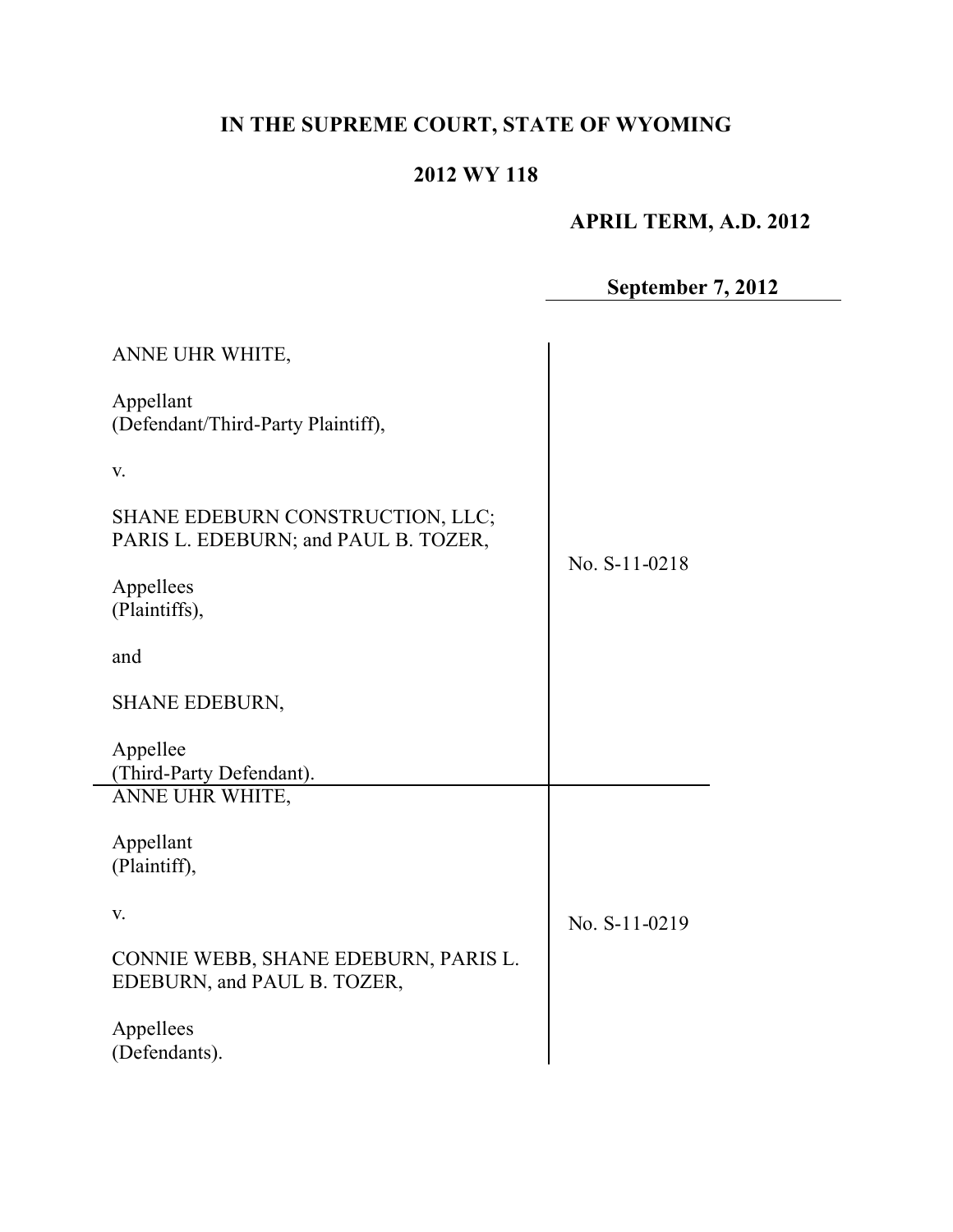**IN THE SUPREME COURT, STATE OF WYOMING**

**2012 WY 118**

**APRIL TERM, A.D. 2012**

**September 7, 2012**

| | |
|---|---|
| ANNE UHR WHITE,<br><br>Appellant<br>(Defendant/Third-Party Plaintiff),<br><br>v.<br><br>SHANE EDEBURN CONSTRUCTION, LLC; PARIS L. EDEBURN; and PAUL B. TOZER,<br><br>Appellees<br>(Plaintiffs),<br><br>and<br><br>SHANE EDEBURN,<br><br>Appellee<br>(Third-Party Defendant). | No. S-11-0218 |
| ANNE UHR WHITE,<br><br>Appellant<br>(Plaintiff),<br><br>v.<br><br>CONNIE WEBB, SHANE EDEBURN, PARIS L. EDEBURN, and PAUL B. TOZER,<br><br>Appellees<br>(Defendants). | No. S-11-0219 |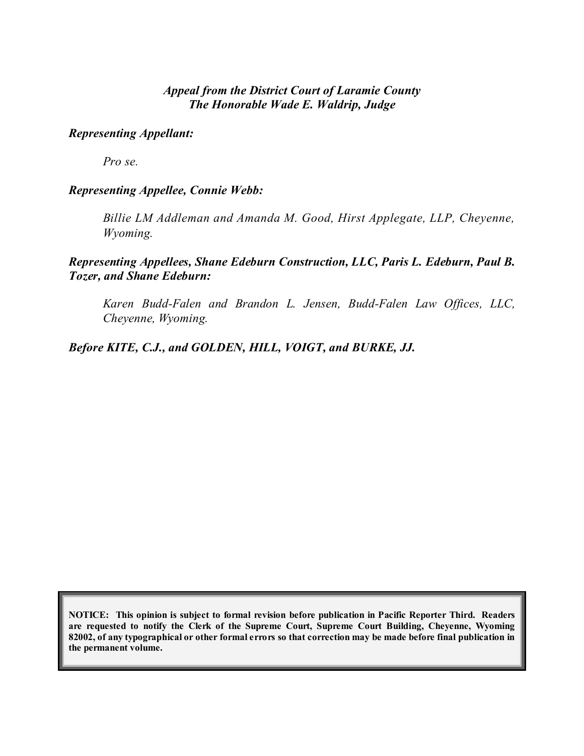***Appeal from the District Court of Laramie County***
***The Honorable Wade E. Waldrip, Judge***

***Representing Appellant:***

*Pro se.*

***Representing Appellee, Connie Webb:***

*Billie LM Addleman and Amanda M. Good, Hirst Applegate, LLP, Cheyenne, Wyoming.*

***Representing Appellees, Shane Edeburn Construction, LLC, Paris L. Edeburn, Paul B. Tozer, and Shane Edeburn:***

*Karen Budd-Falen and Brandon L. Jensen, Budd-Falen Law Offices, LLC, Cheyenne, Wyoming.*

***Before KITE, C.J., and GOLDEN, HILL, VOIGT, and BURKE, JJ.***

**NOTICE: This opinion is subject to formal revision before publication in Pacific Reporter Third. Readers are requested to notify the Clerk of the Supreme Court, Supreme Court Building, Cheyenne, Wyoming 82002, of any typographical or other formal errors so that correction may be made before final publication in the permanent volume.**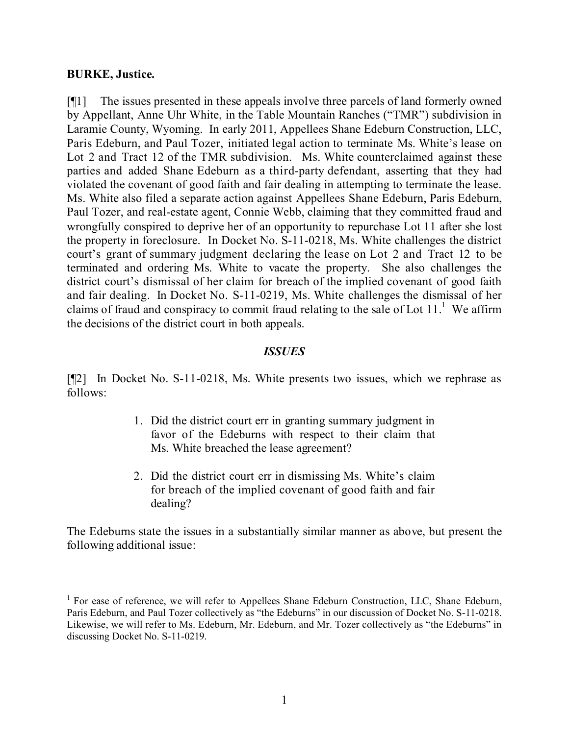**BURKE, Justice.**

[¶1] The issues presented in these appeals involve three parcels of land formerly owned by Appellant, Anne Uhr White, in the Table Mountain Ranches ("TMR") subdivision in Laramie County, Wyoming. In early 2011, Appellees Shane Edeburn Construction, LLC, Paris Edeburn, and Paul Tozer, initiated legal action to terminate Ms. White's lease on Lot 2 and Tract 12 of the TMR subdivision. Ms. White counterclaimed against these parties and added Shane Edeburn as a third-party defendant, asserting that they had violated the covenant of good faith and fair dealing in attempting to terminate the lease. Ms. White also filed a separate action against Appellees Shane Edeburn, Paris Edeburn, Paul Tozer, and real-estate agent, Connie Webb, claiming that they committed fraud and wrongfully conspired to deprive her of an opportunity to repurchase Lot 11 after she lost the property in foreclosure. In Docket No. S-11-0218, Ms. White challenges the district court's grant of summary judgment declaring the lease on Lot 2 and Tract 12 to be terminated and ordering Ms. White to vacate the property. She also challenges the district court's dismissal of her claim for breach of the implied covenant of good faith and fair dealing. In Docket No. S-11-0219, Ms. White challenges the dismissal of her claims of fraud and conspiracy to commit fraud relating to the sale of Lot 11.[1] We affirm the decisions of the district court in both appeals.

## *ISSUES*

[¶2] In Docket No. S-11-0218, Ms. White presents two issues, which we rephrase as follows:

> 1. Did the district court err in granting summary judgment in favor of the Edeburns with respect to their claim that Ms. White breached the lease agreement?
>
> 2. Did the district court err in dismissing Ms. White's claim for breach of the implied covenant of good faith and fair dealing?

The Edeburns state the issues in a substantially similar manner as above, but present the following additional issue:

---

[1] For ease of reference, we will refer to Appellees Shane Edeburn Construction, LLC, Shane Edeburn, Paris Edeburn, and Paul Tozer collectively as "the Edeburns" in our discussion of Docket No. S-11-0218. Likewise, we will refer to Ms. Edeburn, Mr. Edeburn, and Mr. Tozer collectively as "the Edeburns" in discussing Docket No. S-11-0219.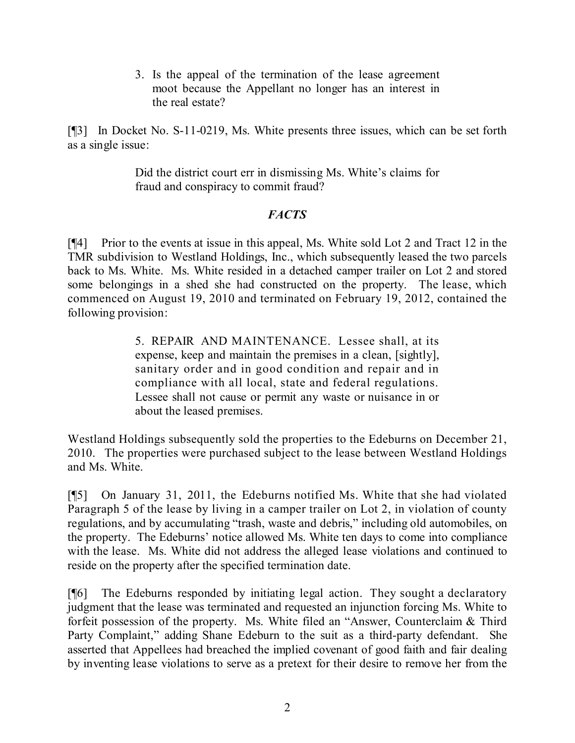3. Is the appeal of the termination of the lease agreement moot because the Appellant no longer has an interest in the real estate?

[¶3] In Docket No. S-11-0219, Ms. White presents three issues, which can be set forth as a single issue:

> Did the district court err in dismissing Ms. White's claims for fraud and conspiracy to commit fraud?

## *FACTS*

[¶4] Prior to the events at issue in this appeal, Ms. White sold Lot 2 and Tract 12 in the TMR subdivision to Westland Holdings, Inc., which subsequently leased the two parcels back to Ms. White. Ms. White resided in a detached camper trailer on Lot 2 and stored some belongings in a shed she had constructed on the property. The lease, which commenced on August 19, 2010 and terminated on February 19, 2012, contained the following provision:

> 5. REPAIR AND MAINTENANCE. Lessee shall, at its expense, keep and maintain the premises in a clean, [sightly], sanitary order and in good condition and repair and in compliance with all local, state and federal regulations. Lessee shall not cause or permit any waste or nuisance in or about the leased premises.

Westland Holdings subsequently sold the properties to the Edeburns on December 21, 2010. The properties were purchased subject to the lease between Westland Holdings and Ms. White.

[¶5] On January 31, 2011, the Edeburns notified Ms. White that she had violated Paragraph 5 of the lease by living in a camper trailer on Lot 2, in violation of county regulations, and by accumulating "trash, waste and debris," including old automobiles, on the property. The Edeburns' notice allowed Ms. White ten days to come into compliance with the lease. Ms. White did not address the alleged lease violations and continued to reside on the property after the specified termination date.

[¶6] The Edeburns responded by initiating legal action. They sought a declaratory judgment that the lease was terminated and requested an injunction forcing Ms. White to forfeit possession of the property. Ms. White filed an "Answer, Counterclaim & Third Party Complaint," adding Shane Edeburn to the suit as a third-party defendant. She asserted that Appellees had breached the implied covenant of good faith and fair dealing by inventing lease violations to serve as a pretext for their desire to remove her from the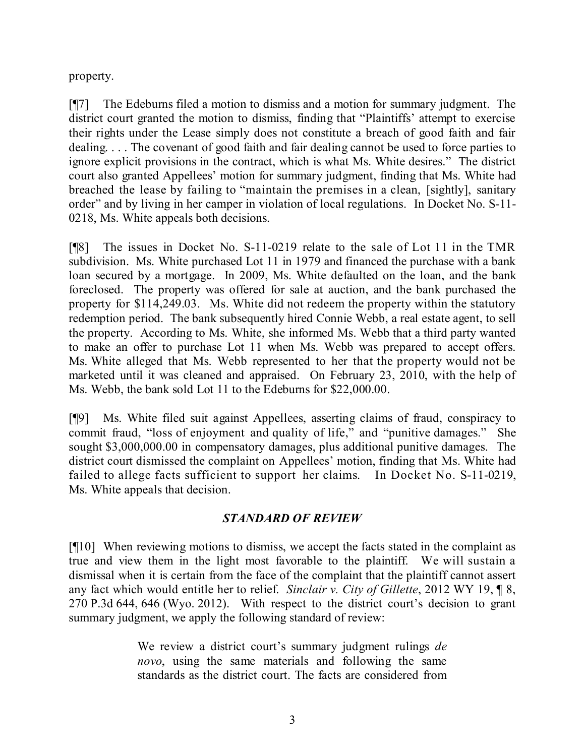property.

[¶7] The Edeburns filed a motion to dismiss and a motion for summary judgment. The district court granted the motion to dismiss, finding that "Plaintiffs' attempt to exercise their rights under the Lease simply does not constitute a breach of good faith and fair dealing. . . . The covenant of good faith and fair dealing cannot be used to force parties to ignore explicit provisions in the contract, which is what Ms. White desires." The district court also granted Appellees' motion for summary judgment, finding that Ms. White had breached the lease by failing to "maintain the premises in a clean, [sightly], sanitary order" and by living in her camper in violation of local regulations. In Docket No. S-11-0218, Ms. White appeals both decisions.

[¶8] The issues in Docket No. S-11-0219 relate to the sale of Lot 11 in the TMR subdivision. Ms. White purchased Lot 11 in 1979 and financed the purchase with a bank loan secured by a mortgage. In 2009, Ms. White defaulted on the loan, and the bank foreclosed. The property was offered for sale at auction, and the bank purchased the property for $114,249.03. Ms. White did not redeem the property within the statutory redemption period. The bank subsequently hired Connie Webb, a real estate agent, to sell the property. According to Ms. White, she informed Ms. Webb that a third party wanted to make an offer to purchase Lot 11 when Ms. Webb was prepared to accept offers. Ms. White alleged that Ms. Webb represented to her that the property would not be marketed until it was cleaned and appraised. On February 23, 2010, with the help of Ms. Webb, the bank sold Lot 11 to the Edeburns for $22,000.00.

[¶9] Ms. White filed suit against Appellees, asserting claims of fraud, conspiracy to commit fraud, "loss of enjoyment and quality of life," and "punitive damages." She sought $3,000,000.00 in compensatory damages, plus additional punitive damages. The district court dismissed the complaint on Appellees' motion, finding that Ms. White had failed to allege facts sufficient to support her claims. In Docket No. S-11-0219, Ms. White appeals that decision.

## *STANDARD OF REVIEW*

[¶10] When reviewing motions to dismiss, we accept the facts stated in the complaint as true and view them in the light most favorable to the plaintiff. We will sustain a dismissal when it is certain from the face of the complaint that the plaintiff cannot assert any fact which would entitle her to relief. *Sinclair v. City of Gillette*, 2012 WY 19, ¶ 8, 270 P.3d 644, 646 (Wyo. 2012). With respect to the district court's decision to grant summary judgment, we apply the following standard of review:

> We review a district court's summary judgment rulings *de novo*, using the same materials and following the same standards as the district court. The facts are considered from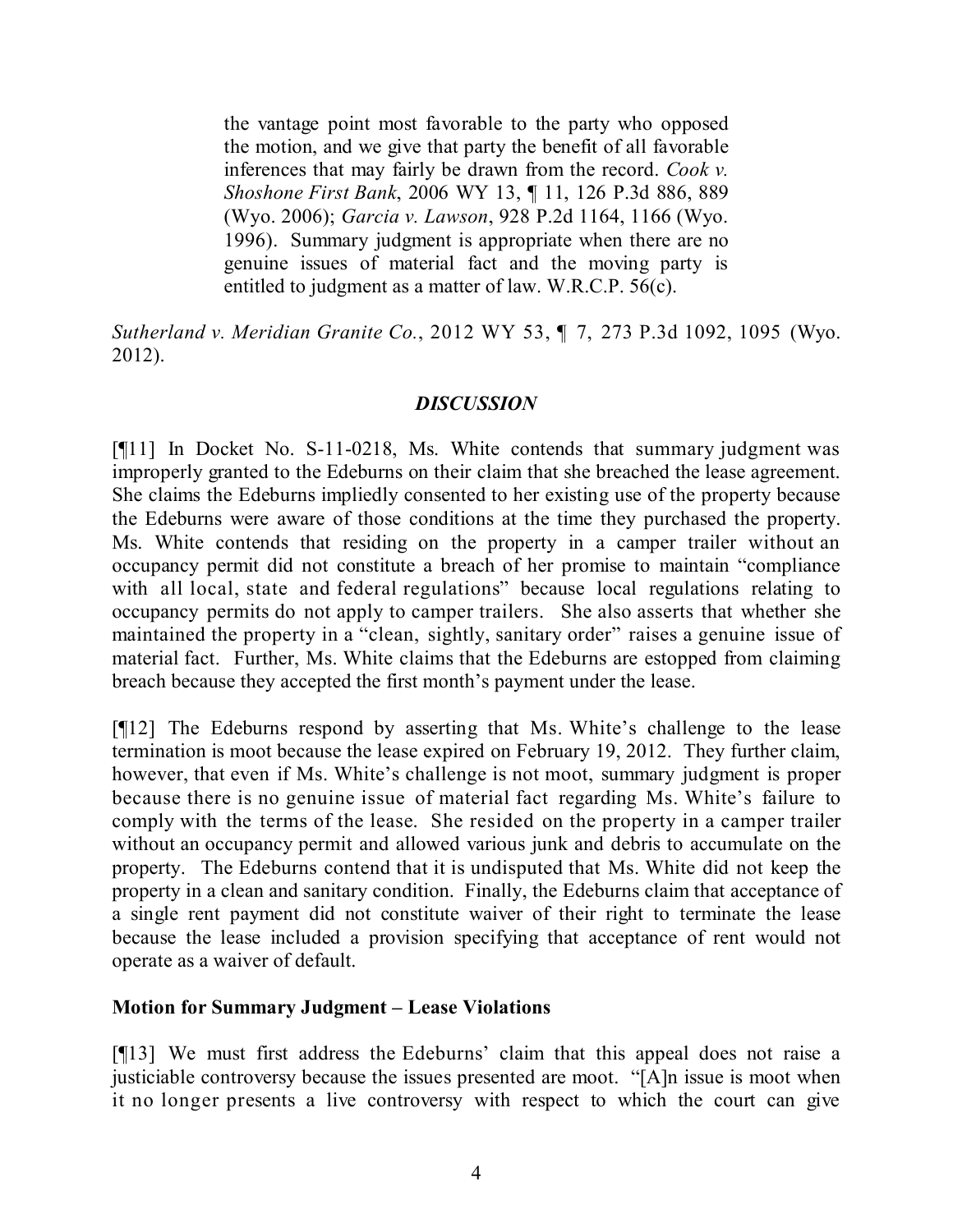> the vantage point most favorable to the party who opposed the motion, and we give that party the benefit of all favorable inferences that may fairly be drawn from the record. *Cook v. Shoshone First Bank*, 2006 WY 13, ¶ 11, 126 P.3d 886, 889 (Wyo. 2006); *Garcia v. Lawson*, 928 P.2d 1164, 1166 (Wyo. 1996). Summary judgment is appropriate when there are no genuine issues of material fact and the moving party is entitled to judgment as a matter of law. W.R.C.P. 56(c).

*Sutherland v. Meridian Granite Co.*, 2012 WY 53, ¶ 7, 273 P.3d 1092, 1095 (Wyo. 2012).

## *DISCUSSION*

[¶11] In Docket No. S-11-0218, Ms. White contends that summary judgment was improperly granted to the Edeburns on their claim that she breached the lease agreement. She claims the Edeburns impliedly consented to her existing use of the property because the Edeburns were aware of those conditions at the time they purchased the property. Ms. White contends that residing on the property in a camper trailer without an occupancy permit did not constitute a breach of her promise to maintain "compliance with all local, state and federal regulations" because local regulations relating to occupancy permits do not apply to camper trailers. She also asserts that whether she maintained the property in a "clean, sightly, sanitary order" raises a genuine issue of material fact. Further, Ms. White claims that the Edeburns are estopped from claiming breach because they accepted the first month's payment under the lease.

[¶12] The Edeburns respond by asserting that Ms. White's challenge to the lease termination is moot because the lease expired on February 19, 2012. They further claim, however, that even if Ms. White's challenge is not moot, summary judgment is proper because there is no genuine issue of material fact regarding Ms. White's failure to comply with the terms of the lease. She resided on the property in a camper trailer without an occupancy permit and allowed various junk and debris to accumulate on the property. The Edeburns contend that it is undisputed that Ms. White did not keep the property in a clean and sanitary condition. Finally, the Edeburns claim that acceptance of a single rent payment did not constitute waiver of their right to terminate the lease because the lease included a provision specifying that acceptance of rent would not operate as a waiver of default.

### **Motion for Summary Judgment – Lease Violations**

[¶13] We must first address the Edeburns' claim that this appeal does not raise a justiciable controversy because the issues presented are moot. "[A]n issue is moot when it no longer presents a live controversy with respect to which the court can give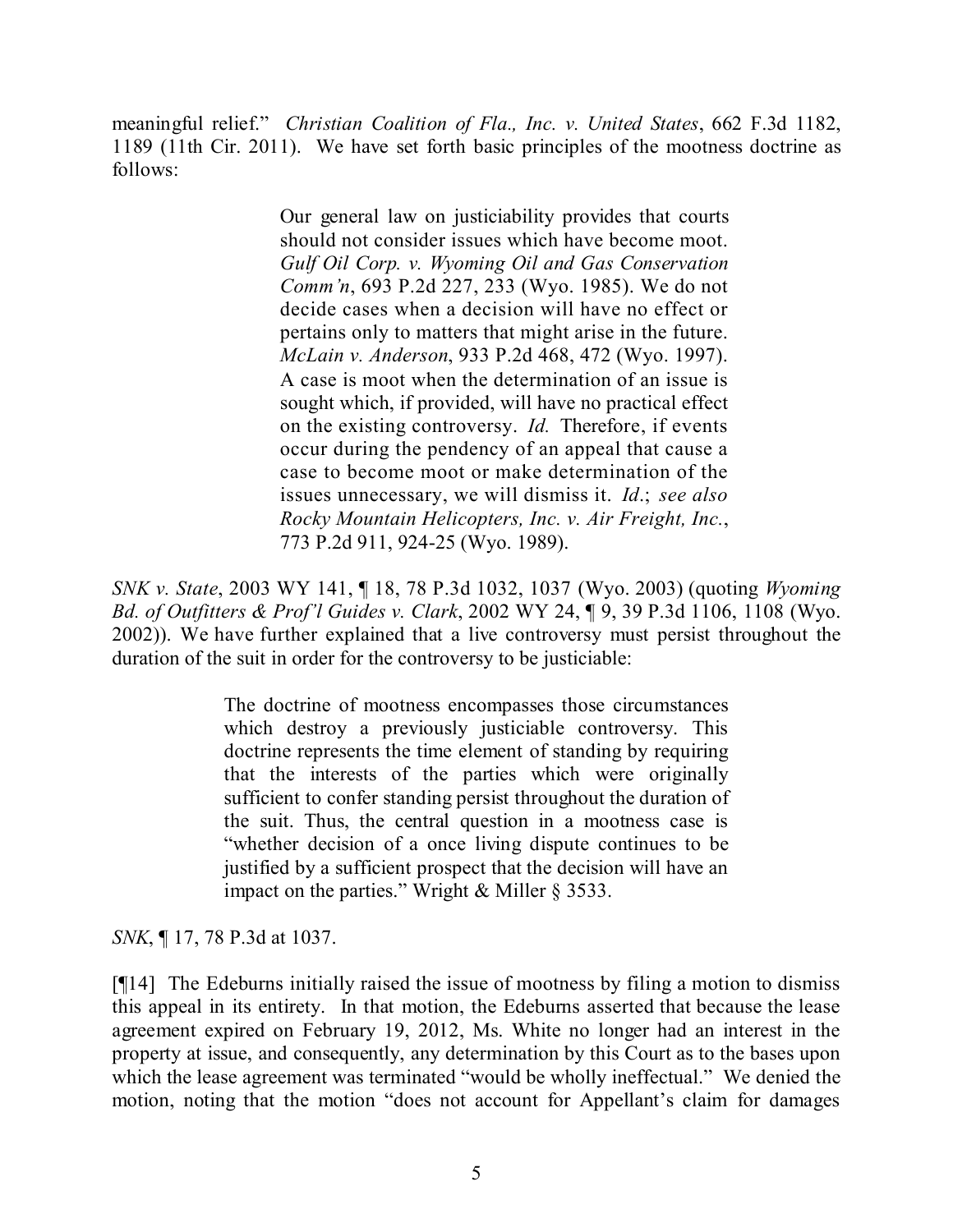meaningful relief." *Christian Coalition of Fla., Inc. v. United States*, 662 F.3d 1182, 1189 (11th Cir. 2011). We have set forth basic principles of the mootness doctrine as follows:

> Our general law on justiciability provides that courts should not consider issues which have become moot. *Gulf Oil Corp. v. Wyoming Oil and Gas Conservation Comm'n*, 693 P.2d 227, 233 (Wyo. 1985). We do not decide cases when a decision will have no effect or pertains only to matters that might arise in the future. *McLain v. Anderson*, 933 P.2d 468, 472 (Wyo. 1997). A case is moot when the determination of an issue is sought which, if provided, will have no practical effect on the existing controversy. *Id.* Therefore, if events occur during the pendency of an appeal that cause a case to become moot or make determination of the issues unnecessary, we will dismiss it. *Id*.; *see also Rocky Mountain Helicopters, Inc. v. Air Freight, Inc.*, 773 P.2d 911, 924-25 (Wyo. 1989).

*SNK v. State*, 2003 WY 141, ¶ 18, 78 P.3d 1032, 1037 (Wyo. 2003) (quoting *Wyoming Bd. of Outfitters & Prof'l Guides v. Clark*, 2002 WY 24, ¶ 9, 39 P.3d 1106, 1108 (Wyo. 2002)). We have further explained that a live controversy must persist throughout the duration of the suit in order for the controversy to be justiciable:

> The doctrine of mootness encompasses those circumstances which destroy a previously justiciable controversy. This doctrine represents the time element of standing by requiring that the interests of the parties which were originally sufficient to confer standing persist throughout the duration of the suit. Thus, the central question in a mootness case is "whether decision of a once living dispute continues to be justified by a sufficient prospect that the decision will have an impact on the parties." Wright & Miller § 3533.

*SNK*, ¶ 17, 78 P.3d at 1037.

[¶14] The Edeburns initially raised the issue of mootness by filing a motion to dismiss this appeal in its entirety. In that motion, the Edeburns asserted that because the lease agreement expired on February 19, 2012, Ms. White no longer had an interest in the property at issue, and consequently, any determination by this Court as to the bases upon which the lease agreement was terminated "would be wholly ineffectual." We denied the motion, noting that the motion "does not account for Appellant's claim for damages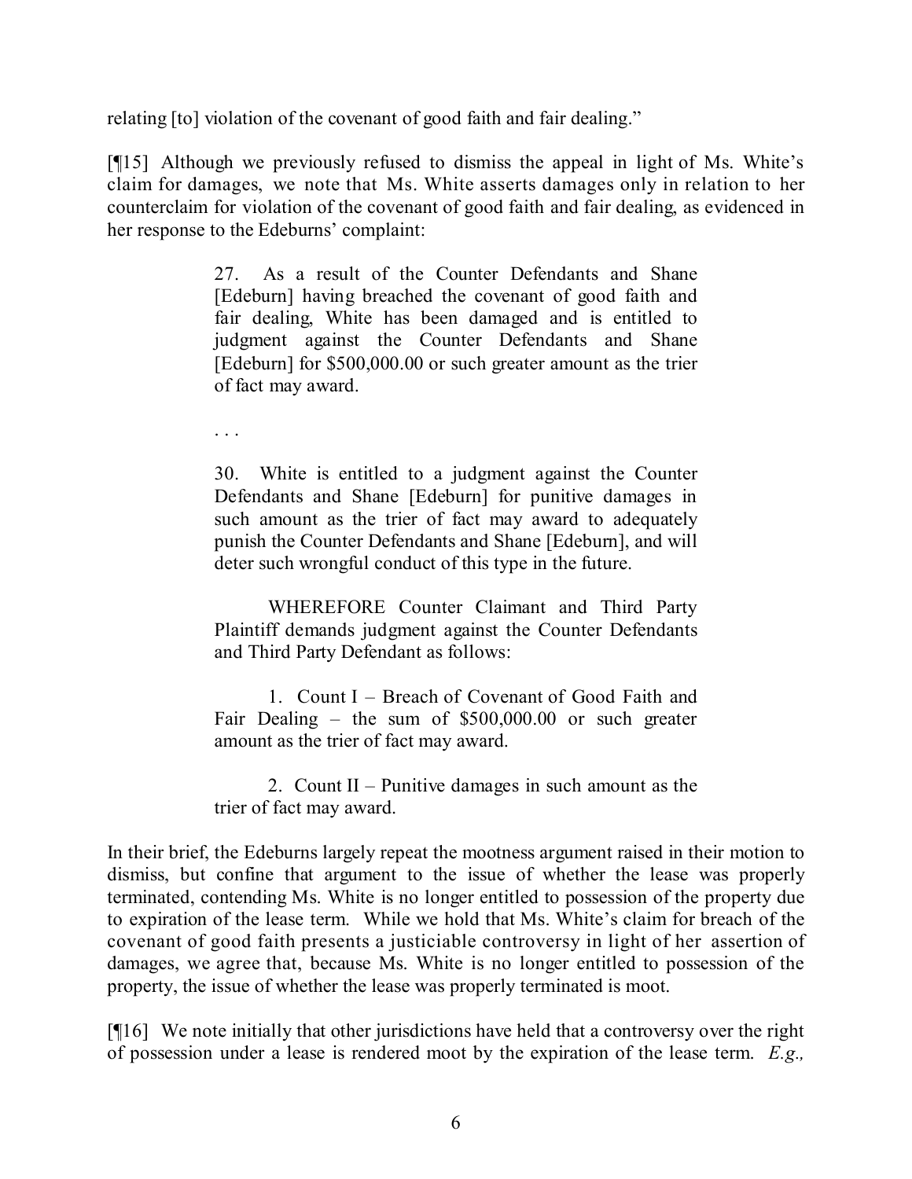relating [to] violation of the covenant of good faith and fair dealing."

[¶15] Although we previously refused to dismiss the appeal in light of Ms. White's claim for damages, we note that Ms. White asserts damages only in relation to her counterclaim for violation of the covenant of good faith and fair dealing, as evidenced in her response to the Edeburns' complaint:

> 27. As a result of the Counter Defendants and Shane [Edeburn] having breached the covenant of good faith and fair dealing, White has been damaged and is entitled to judgment against the Counter Defendants and Shane [Edeburn] for $500,000.00 or such greater amount as the trier of fact may award.
>
> . . .
>
> 30. White is entitled to a judgment against the Counter Defendants and Shane [Edeburn] for punitive damages in such amount as the trier of fact may award to adequately punish the Counter Defendants and Shane [Edeburn], and will deter such wrongful conduct of this type in the future.
>
> WHEREFORE Counter Claimant and Third Party Plaintiff demands judgment against the Counter Defendants and Third Party Defendant as follows:
>
> 1. Count I – Breach of Covenant of Good Faith and Fair Dealing – the sum of $500,000.00 or such greater amount as the trier of fact may award.
>
> 2. Count II – Punitive damages in such amount as the trier of fact may award.

In their brief, the Edeburns largely repeat the mootness argument raised in their motion to dismiss, but confine that argument to the issue of whether the lease was properly terminated, contending Ms. White is no longer entitled to possession of the property due to expiration of the lease term. While we hold that Ms. White's claim for breach of the covenant of good faith presents a justiciable controversy in light of her assertion of damages, we agree that, because Ms. White is no longer entitled to possession of the property, the issue of whether the lease was properly terminated is moot.

[¶16] We note initially that other jurisdictions have held that a controversy over the right of possession under a lease is rendered moot by the expiration of the lease term. *E.g.,*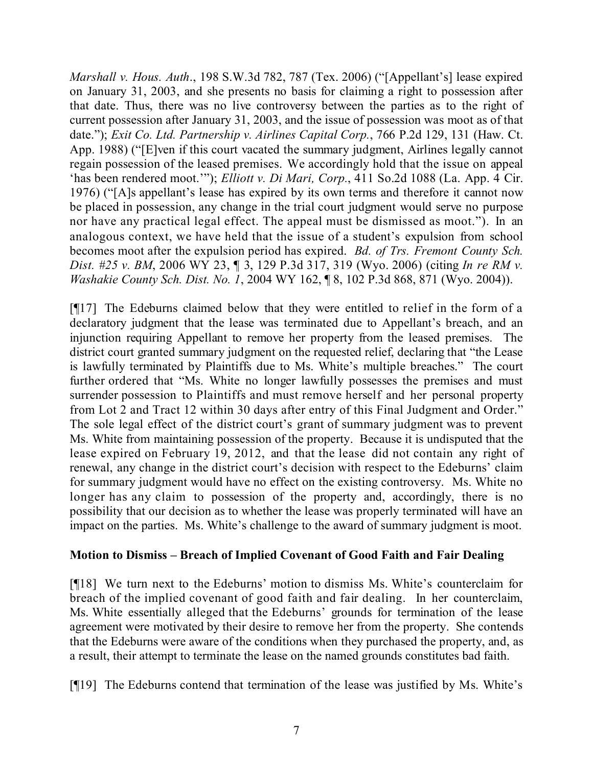*Marshall v. Hous. Auth*., 198 S.W.3d 782, 787 (Tex. 2006) ("[Appellant's] lease expired on January 31, 2003, and she presents no basis for claiming a right to possession after that date. Thus, there was no live controversy between the parties as to the right of current possession after January 31, 2003, and the issue of possession was moot as of that date."); *Exit Co. Ltd. Partnership v. Airlines Capital Corp.*, 766 P.2d 129, 131 (Haw. Ct. App. 1988) ("[E]ven if this court vacated the summary judgment, Airlines legally cannot regain possession of the leased premises. We accordingly hold that the issue on appeal 'has been rendered moot.'"); *Elliott v. Di Mari, Corp*., 411 So.2d 1088 (La. App. 4 Cir. 1976) ("[A]s appellant's lease has expired by its own terms and therefore it cannot now be placed in possession, any change in the trial court judgment would serve no purpose nor have any practical legal effect. The appeal must be dismissed as moot."). In an analogous context, we have held that the issue of a student's expulsion from school becomes moot after the expulsion period has expired. *Bd. of Trs. Fremont County Sch. Dist. #25 v. BM*, 2006 WY 23, ¶ 3, 129 P.3d 317, 319 (Wyo. 2006) (citing *In re RM v. Washakie County Sch. Dist. No. 1*, 2004 WY 162, ¶ 8, 102 P.3d 868, 871 (Wyo. 2004)).

[¶17] The Edeburns claimed below that they were entitled to relief in the form of a declaratory judgment that the lease was terminated due to Appellant's breach, and an injunction requiring Appellant to remove her property from the leased premises. The district court granted summary judgment on the requested relief, declaring that "the Lease is lawfully terminated by Plaintiffs due to Ms. White's multiple breaches." The court further ordered that "Ms. White no longer lawfully possesses the premises and must surrender possession to Plaintiffs and must remove herself and her personal property from Lot 2 and Tract 12 within 30 days after entry of this Final Judgment and Order." The sole legal effect of the district court's grant of summary judgment was to prevent Ms. White from maintaining possession of the property. Because it is undisputed that the lease expired on February 19, 2012, and that the lease did not contain any right of renewal, any change in the district court's decision with respect to the Edeburns' claim for summary judgment would have no effect on the existing controversy. Ms. White no longer has any claim to possession of the property and, accordingly, there is no possibility that our decision as to whether the lease was properly terminated will have an impact on the parties. Ms. White's challenge to the award of summary judgment is moot.

**Motion to Dismiss – Breach of Implied Covenant of Good Faith and Fair Dealing**

[¶18] We turn next to the Edeburns' motion to dismiss Ms. White's counterclaim for breach of the implied covenant of good faith and fair dealing. In her counterclaim, Ms. White essentially alleged that the Edeburns' grounds for termination of the lease agreement were motivated by their desire to remove her from the property. She contends that the Edeburns were aware of the conditions when they purchased the property, and, as a result, their attempt to terminate the lease on the named grounds constitutes bad faith.

[¶19] The Edeburns contend that termination of the lease was justified by Ms. White's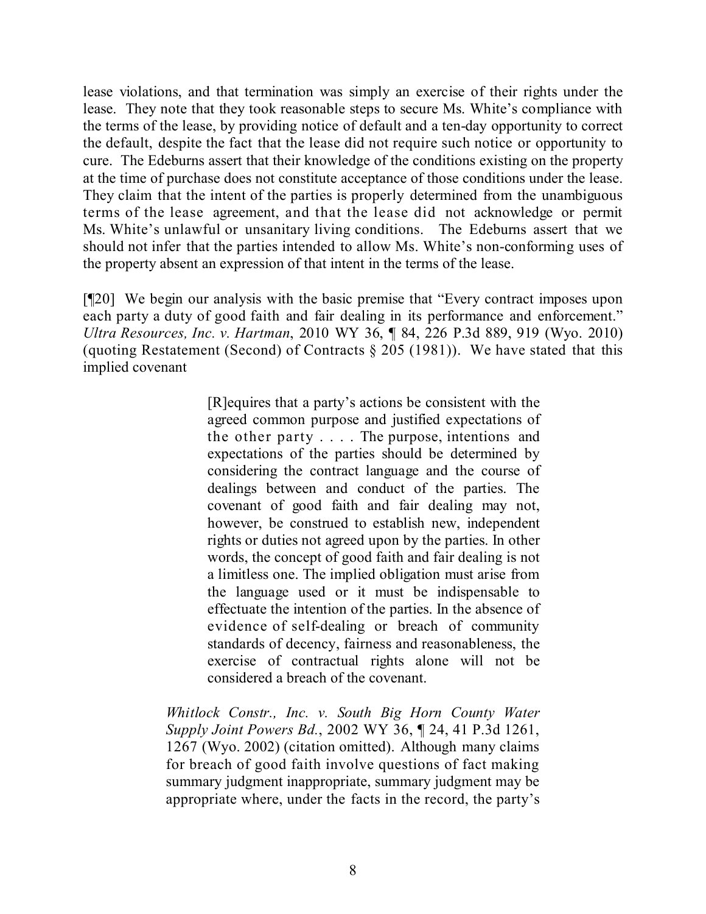lease violations, and that termination was simply an exercise of their rights under the lease. They note that they took reasonable steps to secure Ms. White's compliance with the terms of the lease, by providing notice of default and a ten-day opportunity to correct the default, despite the fact that the lease did not require such notice or opportunity to cure. The Edeburns assert that their knowledge of the conditions existing on the property at the time of purchase does not constitute acceptance of those conditions under the lease. They claim that the intent of the parties is properly determined from the unambiguous terms of the lease agreement, and that the lease did not acknowledge or permit Ms. White's unlawful or unsanitary living conditions. The Edeburns assert that we should not infer that the parties intended to allow Ms. White's non-conforming uses of the property absent an expression of that intent in the terms of the lease.

[¶20] We begin our analysis with the basic premise that "Every contract imposes upon each party a duty of good faith and fair dealing in its performance and enforcement." *Ultra Resources, Inc. v. Hartman*, 2010 WY 36, ¶ 84, 226 P.3d 889, 919 (Wyo. 2010) (quoting Restatement (Second) of Contracts § 205 (1981)). We have stated that this implied covenant

> [R]equires that a party's actions be consistent with the agreed common purpose and justified expectations of the other party . . . . The purpose, intentions and expectations of the parties should be determined by considering the contract language and the course of dealings between and conduct of the parties. The covenant of good faith and fair dealing may not, however, be construed to establish new, independent rights or duties not agreed upon by the parties. In other words, the concept of good faith and fair dealing is not a limitless one. The implied obligation must arise from the language used or it must be indispensable to effectuate the intention of the parties. In the absence of evidence of self-dealing or breach of community standards of decency, fairness and reasonableness, the exercise of contractual rights alone will not be considered a breach of the covenant.

> *Whitlock Constr., Inc. v. South Big Horn County Water Supply Joint Powers Bd.*, 2002 WY 36, ¶ 24, 41 P.3d 1261, 1267 (Wyo. 2002) (citation omitted). Although many claims for breach of good faith involve questions of fact making summary judgment inappropriate, summary judgment may be appropriate where, under the facts in the record, the party's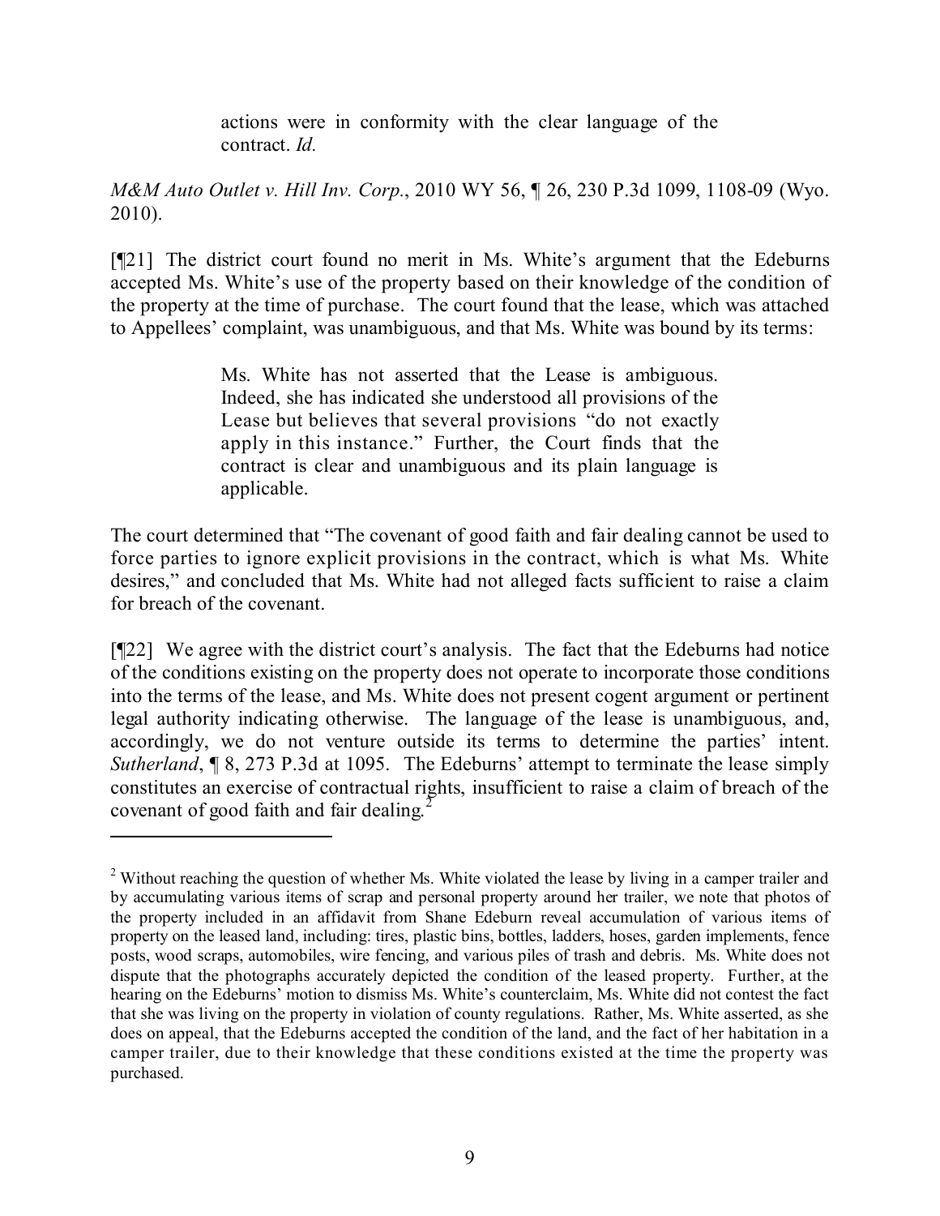> actions were in conformity with the clear language of the contract. *Id.*

*M&M Auto Outlet v. Hill Inv. Corp.*, 2010 WY 56, ¶ 26, 230 P.3d 1099, 1108-09 (Wyo. 2010).

[¶21] The district court found no merit in Ms. White's argument that the Edeburns accepted Ms. White's use of the property based on their knowledge of the condition of the property at the time of purchase. The court found that the lease, which was attached to Appellees' complaint, was unambiguous, and that Ms. White was bound by its terms:

> Ms. White has not asserted that the Lease is ambiguous. Indeed, she has indicated she understood all provisions of the Lease but believes that several provisions "do not exactly apply in this instance." Further, the Court finds that the contract is clear and unambiguous and its plain language is applicable.

The court determined that "The covenant of good faith and fair dealing cannot be used to force parties to ignore explicit provisions in the contract, which is what Ms. White desires," and concluded that Ms. White had not alleged facts sufficient to raise a claim for breach of the covenant.

[¶22] We agree with the district court's analysis. The fact that the Edeburns had notice of the conditions existing on the property does not operate to incorporate those conditions into the terms of the lease, and Ms. White does not present cogent argument or pertinent legal authority indicating otherwise. The language of the lease is unambiguous, and, accordingly, we do not venture outside its terms to determine the parties' intent. *Sutherland*, ¶ 8, 273 P.3d at 1095. The Edeburns' attempt to terminate the lease simply constitutes an exercise of contractual rights, insufficient to raise a claim of breach of the covenant of good faith and fair dealing.[2]

---

[2] Without reaching the question of whether Ms. White violated the lease by living in a camper trailer and by accumulating various items of scrap and personal property around her trailer, we note that photos of the property included in an affidavit from Shane Edeburn reveal accumulation of various items of property on the leased land, including: tires, plastic bins, bottles, ladders, hoses, garden implements, fence posts, wood scraps, automobiles, wire fencing, and various piles of trash and debris. Ms. White does not dispute that the photographs accurately depicted the condition of the leased property. Further, at the hearing on the Edeburns' motion to dismiss Ms. White's counterclaim, Ms. White did not contest the fact that she was living on the property in violation of county regulations. Rather, Ms. White asserted, as she does on appeal, that the Edeburns accepted the condition of the land, and the fact of her habitation in a camper trailer, due to their knowledge that these conditions existed at the time the property was purchased.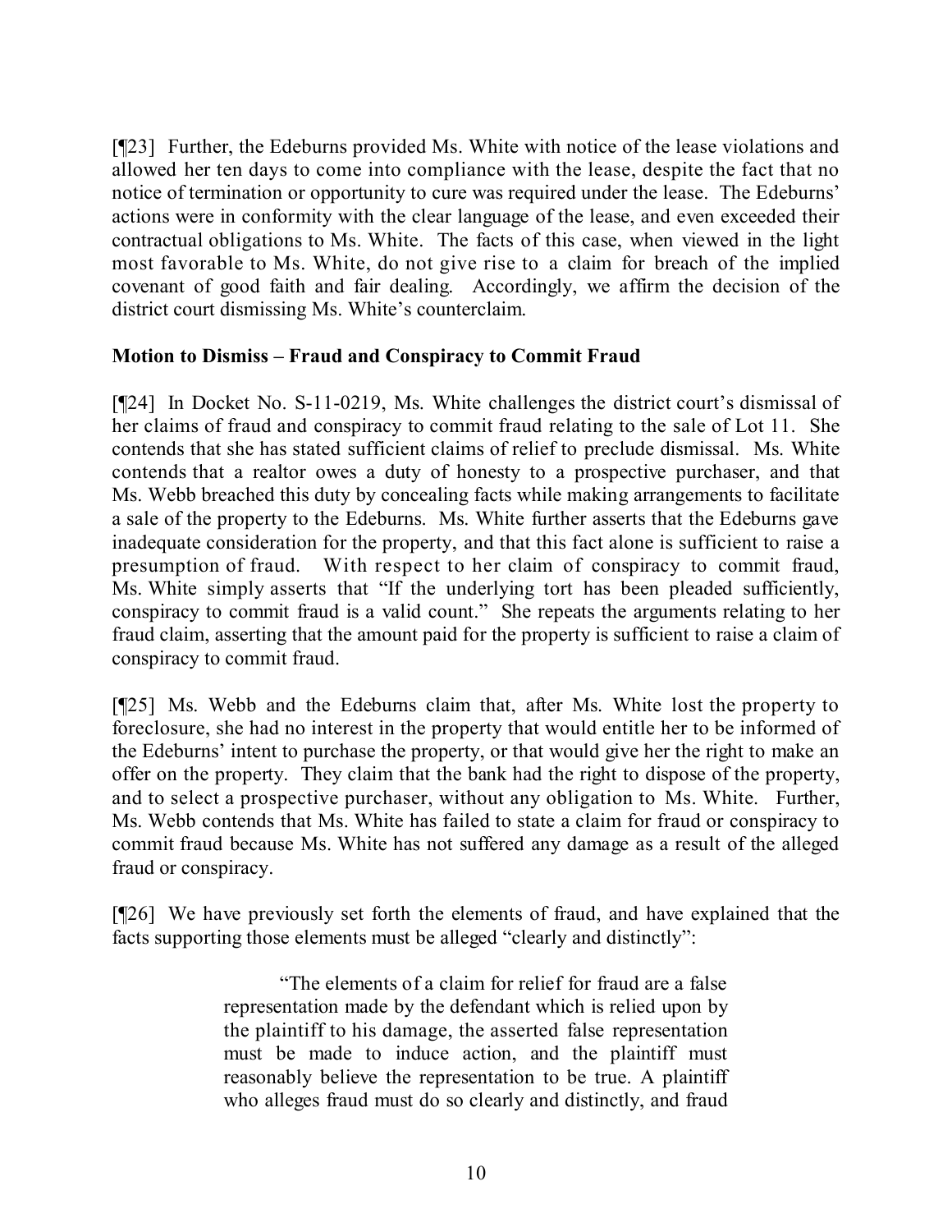[¶23] Further, the Edeburns provided Ms. White with notice of the lease violations and allowed her ten days to come into compliance with the lease, despite the fact that no notice of termination or opportunity to cure was required under the lease. The Edeburns' actions were in conformity with the clear language of the lease, and even exceeded their contractual obligations to Ms. White. The facts of this case, when viewed in the light most favorable to Ms. White, do not give rise to a claim for breach of the implied covenant of good faith and fair dealing. Accordingly, we affirm the decision of the district court dismissing Ms. White's counterclaim.

**Motion to Dismiss – Fraud and Conspiracy to Commit Fraud**

[¶24] In Docket No. S-11-0219, Ms. White challenges the district court's dismissal of her claims of fraud and conspiracy to commit fraud relating to the sale of Lot 11. She contends that she has stated sufficient claims of relief to preclude dismissal. Ms. White contends that a realtor owes a duty of honesty to a prospective purchaser, and that Ms. Webb breached this duty by concealing facts while making arrangements to facilitate a sale of the property to the Edeburns. Ms. White further asserts that the Edeburns gave inadequate consideration for the property, and that this fact alone is sufficient to raise a presumption of fraud. With respect to her claim of conspiracy to commit fraud, Ms. White simply asserts that "If the underlying tort has been pleaded sufficiently, conspiracy to commit fraud is a valid count." She repeats the arguments relating to her fraud claim, asserting that the amount paid for the property is sufficient to raise a claim of conspiracy to commit fraud.

[¶25] Ms. Webb and the Edeburns claim that, after Ms. White lost the property to foreclosure, she had no interest in the property that would entitle her to be informed of the Edeburns' intent to purchase the property, or that would give her the right to make an offer on the property. They claim that the bank had the right to dispose of the property, and to select a prospective purchaser, without any obligation to Ms. White. Further, Ms. Webb contends that Ms. White has failed to state a claim for fraud or conspiracy to commit fraud because Ms. White has not suffered any damage as a result of the alleged fraud or conspiracy.

[¶26] We have previously set forth the elements of fraud, and have explained that the facts supporting those elements must be alleged "clearly and distinctly":

> "The elements of a claim for relief for fraud are a false representation made by the defendant which is relied upon by the plaintiff to his damage, the asserted false representation must be made to induce action, and the plaintiff must reasonably believe the representation to be true. A plaintiff who alleges fraud must do so clearly and distinctly, and fraud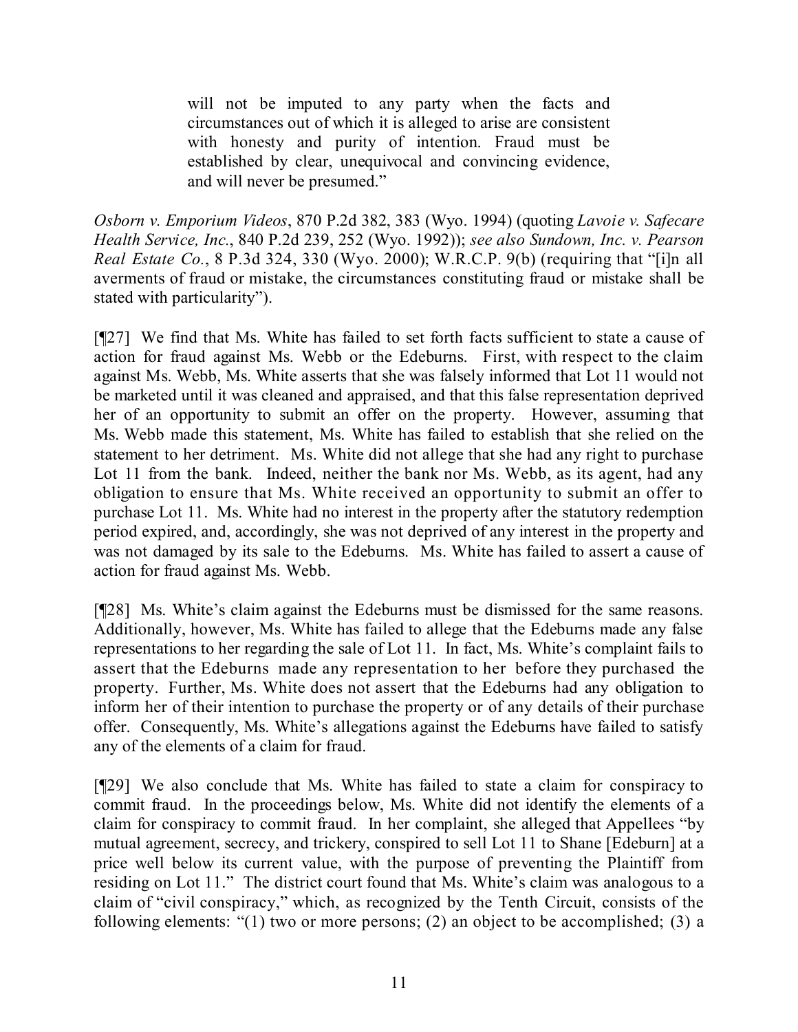> will not be imputed to any party when the facts and circumstances out of which it is alleged to arise are consistent with honesty and purity of intention. Fraud must be established by clear, unequivocal and convincing evidence, and will never be presumed."

*Osborn v. Emporium Videos*, 870 P.2d 382, 383 (Wyo. 1994) (quoting *Lavoie v. Safecare Health Service, Inc.*, 840 P.2d 239, 252 (Wyo. 1992)); *see also Sundown, Inc. v. Pearson Real Estate Co.*, 8 P.3d 324, 330 (Wyo. 2000); W.R.C.P. 9(b) (requiring that "[i]n all averments of fraud or mistake, the circumstances constituting fraud or mistake shall be stated with particularity").

[¶27] We find that Ms. White has failed to set forth facts sufficient to state a cause of action for fraud against Ms. Webb or the Edeburns. First, with respect to the claim against Ms. Webb, Ms. White asserts that she was falsely informed that Lot 11 would not be marketed until it was cleaned and appraised, and that this false representation deprived her of an opportunity to submit an offer on the property. However, assuming that Ms. Webb made this statement, Ms. White has failed to establish that she relied on the statement to her detriment. Ms. White did not allege that she had any right to purchase Lot 11 from the bank. Indeed, neither the bank nor Ms. Webb, as its agent, had any obligation to ensure that Ms. White received an opportunity to submit an offer to purchase Lot 11. Ms. White had no interest in the property after the statutory redemption period expired, and, accordingly, she was not deprived of any interest in the property and was not damaged by its sale to the Edeburns. Ms. White has failed to assert a cause of action for fraud against Ms. Webb.

[¶28] Ms. White's claim against the Edeburns must be dismissed for the same reasons. Additionally, however, Ms. White has failed to allege that the Edeburns made any false representations to her regarding the sale of Lot 11. In fact, Ms. White's complaint fails to assert that the Edeburns made any representation to her before they purchased the property. Further, Ms. White does not assert that the Edeburns had any obligation to inform her of their intention to purchase the property or of any details of their purchase offer. Consequently, Ms. White's allegations against the Edeburns have failed to satisfy any of the elements of a claim for fraud.

[¶29] We also conclude that Ms. White has failed to state a claim for conspiracy to commit fraud. In the proceedings below, Ms. White did not identify the elements of a claim for conspiracy to commit fraud. In her complaint, she alleged that Appellees "by mutual agreement, secrecy, and trickery, conspired to sell Lot 11 to Shane [Edeburn] at a price well below its current value, with the purpose of preventing the Plaintiff from residing on Lot 11." The district court found that Ms. White's claim was analogous to a claim of "civil conspiracy," which, as recognized by the Tenth Circuit, consists of the following elements: "(1) two or more persons; (2) an object to be accomplished; (3) a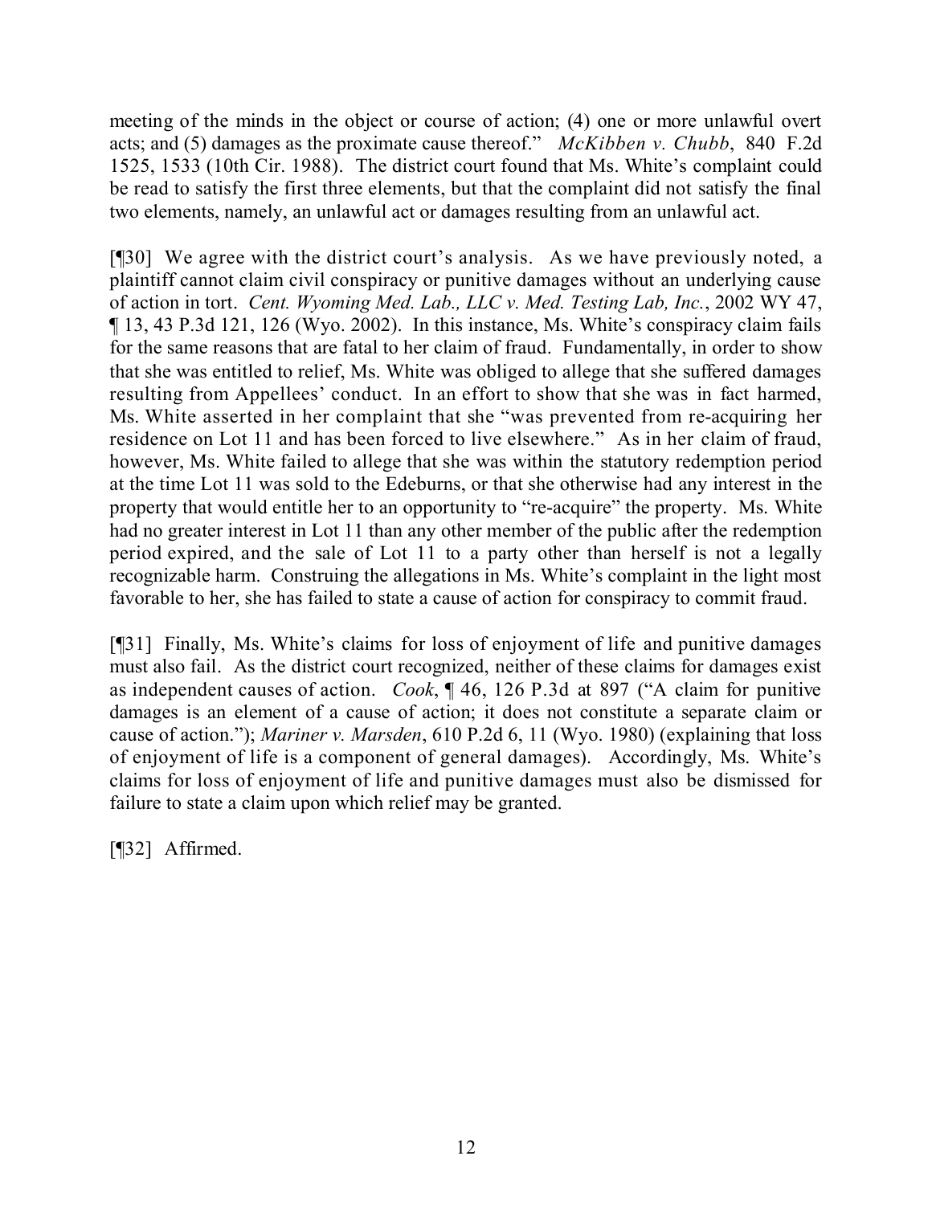meeting of the minds in the object or course of action; (4) one or more unlawful overt acts; and (5) damages as the proximate cause thereof." *McKibben v. Chubb*, 840 F.2d 1525, 1533 (10th Cir. 1988). The district court found that Ms. White's complaint could be read to satisfy the first three elements, but that the complaint did not satisfy the final two elements, namely, an unlawful act or damages resulting from an unlawful act.

[¶30] We agree with the district court's analysis. As we have previously noted, a plaintiff cannot claim civil conspiracy or punitive damages without an underlying cause of action in tort. *Cent. Wyoming Med. Lab., LLC v. Med. Testing Lab, Inc.*, 2002 WY 47, ¶ 13, 43 P.3d 121, 126 (Wyo. 2002). In this instance, Ms. White's conspiracy claim fails for the same reasons that are fatal to her claim of fraud. Fundamentally, in order to show that she was entitled to relief, Ms. White was obliged to allege that she suffered damages resulting from Appellees' conduct. In an effort to show that she was in fact harmed, Ms. White asserted in her complaint that she "was prevented from re-acquiring her residence on Lot 11 and has been forced to live elsewhere." As in her claim of fraud, however, Ms. White failed to allege that she was within the statutory redemption period at the time Lot 11 was sold to the Edeburns, or that she otherwise had any interest in the property that would entitle her to an opportunity to "re-acquire" the property. Ms. White had no greater interest in Lot 11 than any other member of the public after the redemption period expired, and the sale of Lot 11 to a party other than herself is not a legally recognizable harm. Construing the allegations in Ms. White's complaint in the light most favorable to her, she has failed to state a cause of action for conspiracy to commit fraud.

[¶31] Finally, Ms. White's claims for loss of enjoyment of life and punitive damages must also fail. As the district court recognized, neither of these claims for damages exist as independent causes of action. *Cook*, ¶ 46, 126 P.3d at 897 ("A claim for punitive damages is an element of a cause of action; it does not constitute a separate claim or cause of action."); *Mariner v. Marsden*, 610 P.2d 6, 11 (Wyo. 1980) (explaining that loss of enjoyment of life is a component of general damages). Accordingly, Ms. White's claims for loss of enjoyment of life and punitive damages must also be dismissed for failure to state a claim upon which relief may be granted.

[¶32] Affirmed.